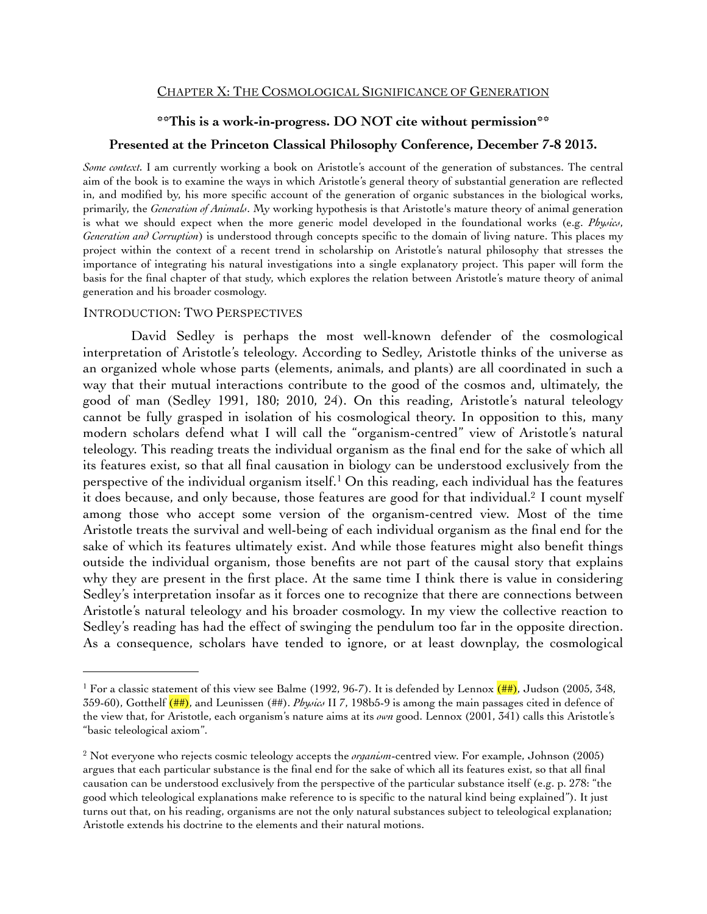## CHAPTER X: THE COSMOLOGICAL SIGNIFICANCE OF GENERATION

**\*\*This is a work-in-progress. DO NOT cite without permission\*\***

**Presented at the Princeton Classical Philosophy Conference, December 7-8 2013.**

*Some context.* I am currently working a book on Aristotle's account of the generation of substances. The central aim of the book is to examine the ways in which Aristotle's general theory of substantial generation are reflected in, and modified by, his more specific account of the generation of organic substances in the biological works, primarily, the *Generation of Animals*. My working hypothesis is that Aristotle's mature theory of animal generation is what we should expect when the more generic model developed in the foundational works (e.g. *Physics*, *Generation and Corruption*) is understood through concepts specific to the domain of living nature. This places my project within the context of a recent trend in scholarship on Aristotle's natural philosophy that stresses the importance of integrating his natural investigations into a single explanatory project. This paper will form the basis for the final chapter of that study, which explores the relation between Aristotle's mature theory of animal generation and his broader cosmology.

### INTRODUCTION: TWO PERSPECTIVES

David Sedley is perhaps the most well-known defender of the cosmological interpretation of Aristotle's teleology. According to Sedley, Aristotle thinks of the universe as an organized whole whose parts (elements, animals, and plants) are all coordinated in such a way that their mutual interactions contribute to the good of the cosmos and, ultimately, the good of man (Sedley 1991, 180; 2010, 24). On this reading, Aristotle's natural teleology cannot be fully grasped in isolation of his cosmological theory. In opposition to this, many modern scholars defend what I will call the "organism-centred" view of Aristotle's natural teleology. This reading treats the individual organism as the final end for the sake of which all its features exist, so that all final causation in biology can be understood exclusively from the perspective of the individual organism itself.[1] On this reading, each individual has the features it does because, and only because, those features are good for that individual.[2] I count myself among those who accept some version of the organism-centred view. Most of the time Aristotle treats the survival and well-being of each individual organism as the final end for the sake of which its features ultimately exist. And while those features might also benefit things outside the individual organism, those benefits are not part of the causal story that explains why they are present in the first place. At the same time I think there is value in considering Sedley's interpretation insofar as it forces one to recognize that there are connections between Aristotle's natural teleology and his broader cosmology. In my view the collective reaction to Sedley's reading has had the effect of swinging the pendulum too far in the opposite direction. As a consequence, scholars have tended to ignore, or at least downplay, the cosmological

---

[1] For a classic statement of this view see Balme (1992, 96-7). It is defended by Lennox (##), Judson (2005, 348, 359-60), Gotthelf (##), and Leunissen (##). *Physics* II 7, 198b5-9 is among the main passages cited in defence of the view that, for Aristotle, each organism's nature aims at its *own* good. Lennox (2001, 341) calls this Aristotle's "basic teleological axiom".

[2] Not everyone who rejects cosmic teleology accepts the *organism*-centred view. For example, Johnson (2005) argues that each particular substance is the final end for the sake of which all its features exist, so that all final causation can be understood exclusively from the perspective of the particular substance itself (e.g. p. 278: "the good which teleological explanations make reference to is specific to the natural kind being explained"). It just turns out that, on his reading, organisms are not the only natural substances subject to teleological explanation; Aristotle extends his doctrine to the elements and their natural motions.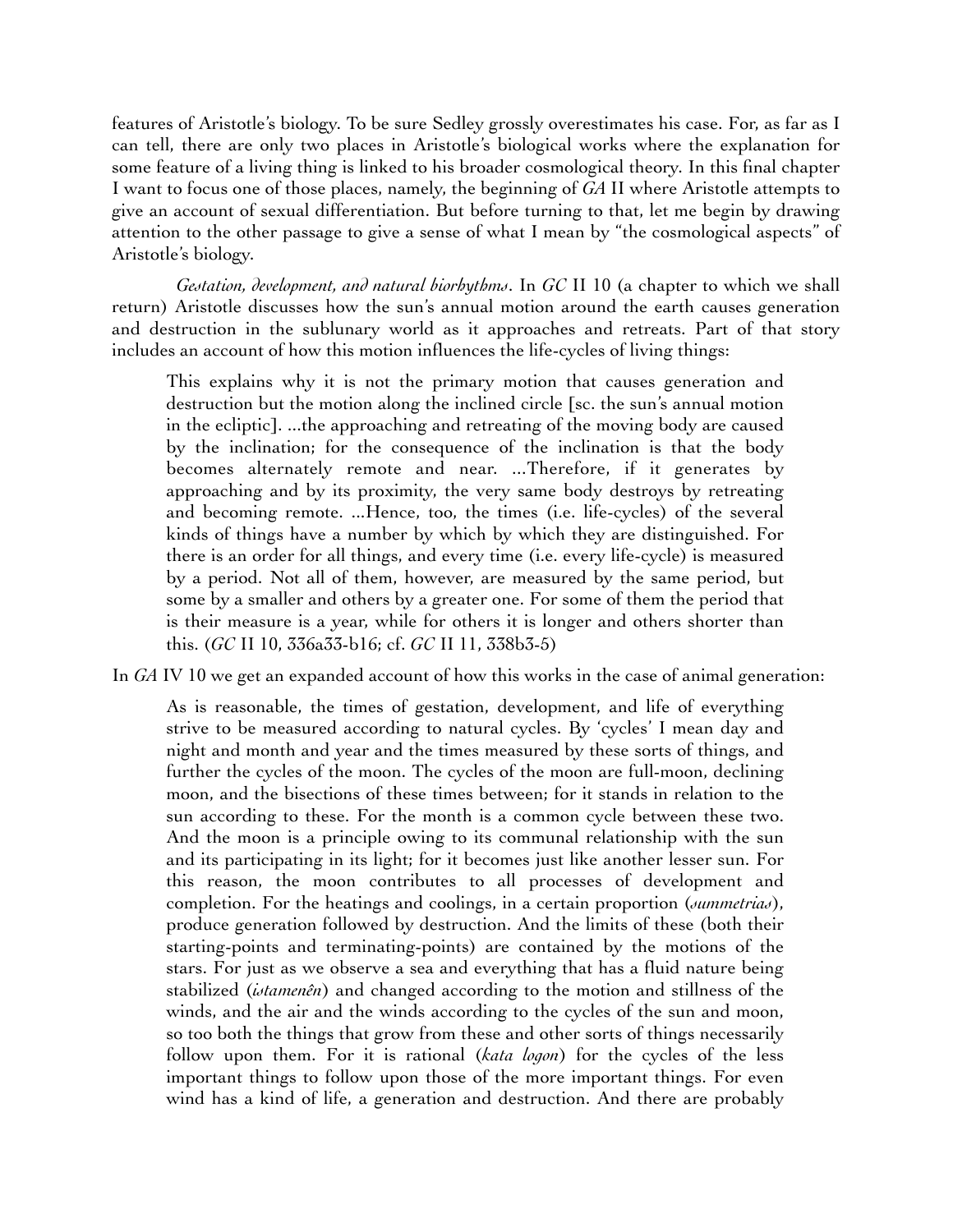features of Aristotle's biology. To be sure Sedley grossly overestimates his case. For, as far as I can tell, there are only two places in Aristotle's biological works where the explanation for some feature of a living thing is linked to his broader cosmological theory. In this final chapter I want to focus one of those places, namely, the beginning of *GA* II where Aristotle attempts to give an account of sexual differentiation. But before turning to that, let me begin by drawing attention to the other passage to give a sense of what I mean by "the cosmological aspects" of Aristotle's biology.

*Gestation, development, and natural biorhythms*. In *GC* II 10 (a chapter to which we shall return) Aristotle discusses how the sun's annual motion around the earth causes generation and destruction in the sublunary world as it approaches and retreats. Part of that story includes an account of how this motion influences the life-cycles of living things:

> This explains why it is not the primary motion that causes generation and destruction but the motion along the inclined circle [sc. the sun's annual motion in the ecliptic]. ...the approaching and retreating of the moving body are caused by the inclination; for the consequence of the inclination is that the body becomes alternately remote and near. ...Therefore, if it generates by approaching and by its proximity, the very same body destroys by retreating and becoming remote. ...Hence, too, the times (i.e. life-cycles) of the several kinds of things have a number by which by which they are distinguished. For there is an order for all things, and every time (i.e. every life-cycle) is measured by a period. Not all of them, however, are measured by the same period, but some by a smaller and others by a greater one. For some of them the period that is their measure is a year, while for others it is longer and others shorter than this. (*GC* II 10, 336a33-b16; cf. *GC* II 11, 338b3-5)

In *GA* IV 10 we get an expanded account of how this works in the case of animal generation:

> As is reasonable, the times of gestation, development, and life of everything strive to be measured according to natural cycles. By 'cycles' I mean day and night and month and year and the times measured by these sorts of things, and further the cycles of the moon. The cycles of the moon are full-moon, declining moon, and the bisections of these times between; for it stands in relation to the sun according to these. For the month is a common cycle between these two. And the moon is a principle owing to its communal relationship with the sun and its participating in its light; for it becomes just like another lesser sun. For this reason, the moon contributes to all processes of development and completion. For the heatings and coolings, in a certain proportion (*summetrias*), produce generation followed by destruction. And the limits of these (both their starting-points and terminating-points) are contained by the motions of the stars. For just as we observe a sea and everything that has a fluid nature being stabilized (*istamenên*) and changed according to the motion and stillness of the winds, and the air and the winds according to the cycles of the sun and moon, so too both the things that grow from these and other sorts of things necessarily follow upon them. For it is rational (*kata logon*) for the cycles of the less important things to follow upon those of the more important things. For even wind has a kind of life, a generation and destruction. And there are probably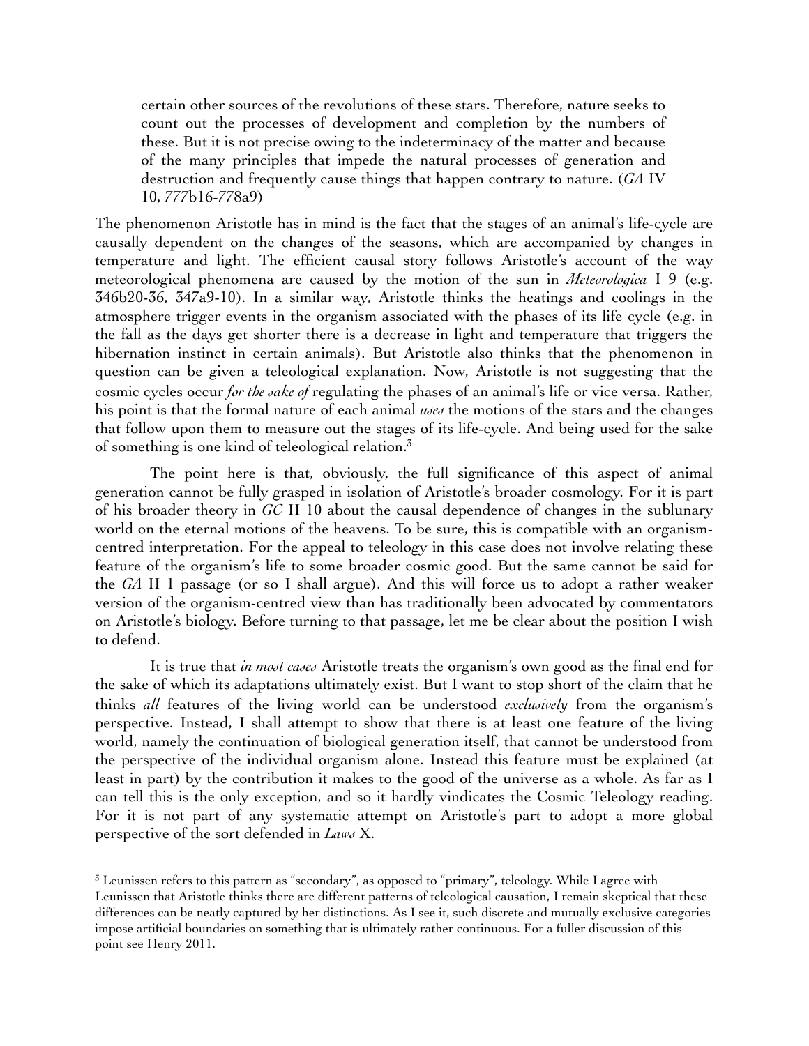> certain other sources of the revolutions of these stars. Therefore, nature seeks to count out the processes of development and completion by the numbers of these. But it is not precise owing to the indeterminacy of the matter and because of the many principles that impede the natural processes of generation and destruction and frequently cause things that happen contrary to nature. (*GA* IV 10, 777b16-778a9)

The phenomenon Aristotle has in mind is the fact that the stages of an animal's life-cycle are causally dependent on the changes of the seasons, which are accompanied by changes in temperature and light. The efficient causal story follows Aristotle's account of the way meteorological phenomena are caused by the motion of the sun in *Meteorologica* I 9 (e.g. 346b20-36, 347a9-10). In a similar way, Aristotle thinks the heatings and coolings in the atmosphere trigger events in the organism associated with the phases of its life cycle (e.g. in the fall as the days get shorter there is a decrease in light and temperature that triggers the hibernation instinct in certain animals). But Aristotle also thinks that the phenomenon in question can be given a teleological explanation. Now, Aristotle is not suggesting that the cosmic cycles occur *for the sake of* regulating the phases of an animal's life or vice versa. Rather, his point is that the formal nature of each animal *uses* the motions of the stars and the changes that follow upon them to measure out the stages of its life-cycle. And being used for the sake of something is one kind of teleological relation.[3]

The point here is that, obviously, the full significance of this aspect of animal generation cannot be fully grasped in isolation of Aristotle's broader cosmology. For it is part of his broader theory in *GC* II 10 about the causal dependence of changes in the sublunary world on the eternal motions of the heavens. To be sure, this is compatible with an organism-centred interpretation. For the appeal to teleology in this case does not involve relating these feature of the organism's life to some broader cosmic good. But the same cannot be said for the *GA* II 1 passage (or so I shall argue). And this will force us to adopt a rather weaker version of the organism-centred view than has traditionally been advocated by commentators on Aristotle's biology. Before turning to that passage, let me be clear about the position I wish to defend.

It is true that *in most cases* Aristotle treats the organism's own good as the final end for the sake of which its adaptations ultimately exist. But I want to stop short of the claim that he thinks *all* features of the living world can be understood *exclusively* from the organism's perspective. Instead, I shall attempt to show that there is at least one feature of the living world, namely the continuation of biological generation itself, that cannot be understood from the perspective of the individual organism alone. Instead this feature must be explained (at least in part) by the contribution it makes to the good of the universe as a whole. As far as I can tell this is the only exception, and so it hardly vindicates the Cosmic Teleology reading. For it is not part of any systematic attempt on Aristotle's part to adopt a more global perspective of the sort defended in *Laws* X.

---

[3] Leunissen refers to this pattern as "secondary", as opposed to "primary", teleology. While I agree with Leunissen that Aristotle thinks there are different patterns of teleological causation, I remain skeptical that these differences can be neatly captured by her distinctions. As I see it, such discrete and mutually exclusive categories impose artificial boundaries on something that is ultimately rather continuous. For a fuller discussion of this point see Henry 2011.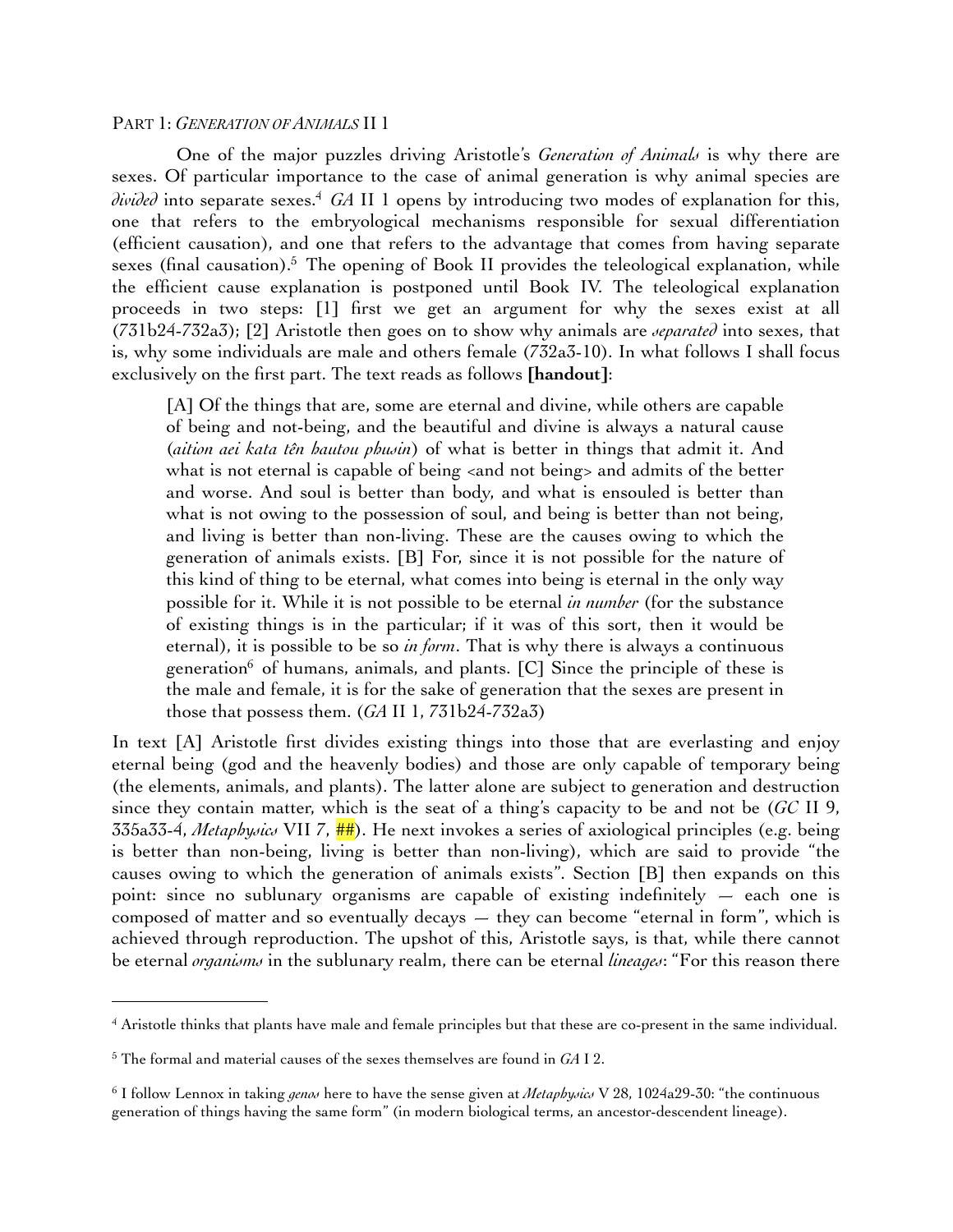PART 1: *GENERATION OF ANIMALS* II 1

One of the major puzzles driving Aristotle's *Generation of Animals* is why there are sexes. Of particular importance to the case of animal generation is why animal species are *divided* into separate sexes.[4] *GA* II 1 opens by introducing two modes of explanation for this, one that refers to the embryological mechanisms responsible for sexual differentiation (efficient causation), and one that refers to the advantage that comes from having separate sexes (final causation).[5] The opening of Book II provides the teleological explanation, while the efficient cause explanation is postponed until Book IV. The teleological explanation proceeds in two steps: [1] first we get an argument for why the sexes exist at all (731b24-732a3); [2] Aristotle then goes on to show why animals are *separated* into sexes, that is, why some individuals are male and others female (732a3-10). In what follows I shall focus exclusively on the first part. The text reads as follows **[handout]**:

> [A] Of the things that are, some are eternal and divine, while others are capable of being and not-being, and the beautiful and divine is always a natural cause (*aition aei kata tên hautou phusin*) of what is better in things that admit it. And what is not eternal is capable of being <and not being> and admits of the better and worse. And soul is better than body, and what is ensouled is better than what is not owing to the possession of soul, and being is better than not being, and living is better than non-living. These are the causes owing to which the generation of animals exists. [B] For, since it is not possible for the nature of this kind of thing to be eternal, what comes into being is eternal in the only way possible for it. While it is not possible to be eternal *in number* (for the substance of existing things is in the particular; if it was of this sort, then it would be eternal), it is possible to be so *in form*. That is why there is always a continuous generation[6] of humans, animals, and plants. [C] Since the principle of these is the male and female, it is for the sake of generation that the sexes are present in those that possess them. (*GA* II 1, 731b24-732a3)

In text [A] Aristotle first divides existing things into those that are everlasting and enjoy eternal being (god and the heavenly bodies) and those are only capable of temporary being (the elements, animals, and plants). The latter alone are subject to generation and destruction since they contain matter, which is the seat of a thing's capacity to be and not be (*GC* II 9, 335a33-4, *Metaphysics* VII 7, ##). He next invokes a series of axiological principles (e.g. being is better than non-being, living is better than non-living), which are said to provide "the causes owing to which the generation of animals exists". Section [B] then expands on this point: since no sublunary organisms are capable of existing indefinitely — each one is composed of matter and so eventually decays — they can become "eternal in form", which is achieved through reproduction. The upshot of this, Aristotle says, is that, while there cannot be eternal *organisms* in the sublunary realm, there can be eternal *lineages*: "For this reason there

---

[4] Aristotle thinks that plants have male and female principles but that these are co-present in the same individual.

[5] The formal and material causes of the sexes themselves are found in *GA* I 2.

[6] I follow Lennox in taking *genos* here to have the sense given at *Metaphysics* V 28, 1024a29-30: "the continuous generation of things having the same form" (in modern biological terms, an ancestor-descendent lineage).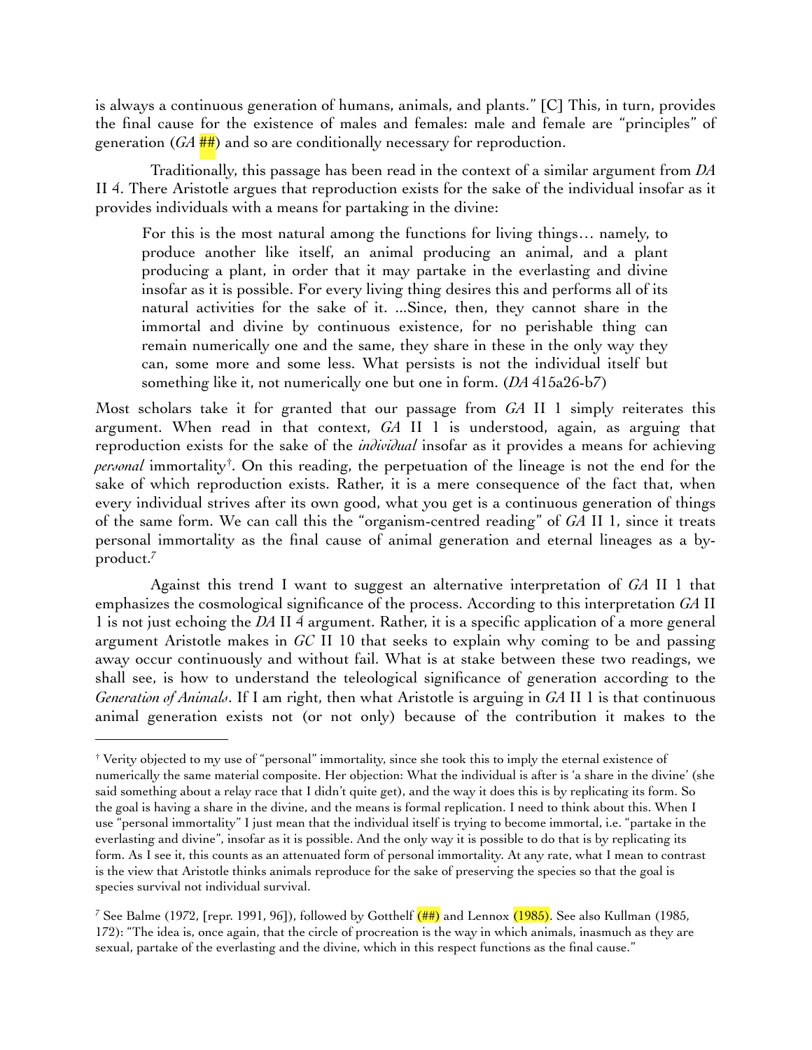is always a continuous generation of humans, animals, and plants." [C] This, in turn, provides the final cause for the existence of males and females: male and female are "principles" of generation (*GA* ##) and so are conditionally necessary for reproduction.

Traditionally, this passage has been read in the context of a similar argument from *DA* II 4. There Aristotle argues that reproduction exists for the sake of the individual insofar as it provides individuals with a means for partaking in the divine:

> For this is the most natural among the functions for living things… namely, to produce another like itself, an animal producing an animal, and a plant producing a plant, in order that it may partake in the everlasting and divine insofar as it is possible. For every living thing desires this and performs all of its natural activities for the sake of it. ...Since, then, they cannot share in the immortal and divine by continuous existence, for no perishable thing can remain numerically one and the same, they share in these in the only way they can, some more and some less. What persists is not the individual itself but something like it, not numerically one but one in form. (*DA* 415a26-b7)

Most scholars take it for granted that our passage from *GA* II 1 simply reiterates this argument. When read in that context, *GA* II 1 is understood, again, as arguing that reproduction exists for the sake of the *individual* insofar as it provides a means for achieving *personal* immortality[†]. On this reading, the perpetuation of the lineage is not the end for the sake of which reproduction exists. Rather, it is a mere consequence of the fact that, when every individual strives after its own good, what you get is a continuous generation of things of the same form. We can call this the "organism-centred reading" of *GA* II 1, since it treats personal immortality as the final cause of animal generation and eternal lineages as a by-product.[7]

Against this trend I want to suggest an alternative interpretation of *GA* II 1 that emphasizes the cosmological significance of the process. According to this interpretation *GA* II 1 is not just echoing the *DA* II 4 argument. Rather, it is a specific application of a more general argument Aristotle makes in *GC* II 10 that seeks to explain why coming to be and passing away occur continuously and without fail. What is at stake between these two readings, we shall see, is how to understand the teleological significance of generation according to the *Generation of Animals*. If I am right, then what Aristotle is arguing in *GA* II 1 is that continuous animal generation exists not (or not only) because of the contribution it makes to the

---

[†] Verity objected to my use of "personal" immortality, since she took this to imply the eternal existence of numerically the same material composite. Her objection: What the individual is after is 'a share in the divine' (she said something about a relay race that I didn't quite get), and the way it does this is by replicating its form. So the goal is having a share in the divine, and the means is formal replication. I need to think about this. When I use "personal immortality" I just mean that the individual itself is trying to become immortal, i.e. "partake in the everlasting and divine", insofar as it is possible. And the only way it is possible to do that is by replicating its form. As I see it, this counts as an attenuated form of personal immortality. At any rate, what I mean to contrast is the view that Aristotle thinks animals reproduce for the sake of preserving the species so that the goal is species survival not individual survival.

[7] See Balme (1972, [repr. 1991, 96]), followed by Gotthelf (##) and Lennox (1985). See also Kullman (1985, 172): "The idea is, once again, that the circle of procreation is the way in which animals, inasmuch as they are sexual, partake of the everlasting and the divine, which in this respect functions as the final cause."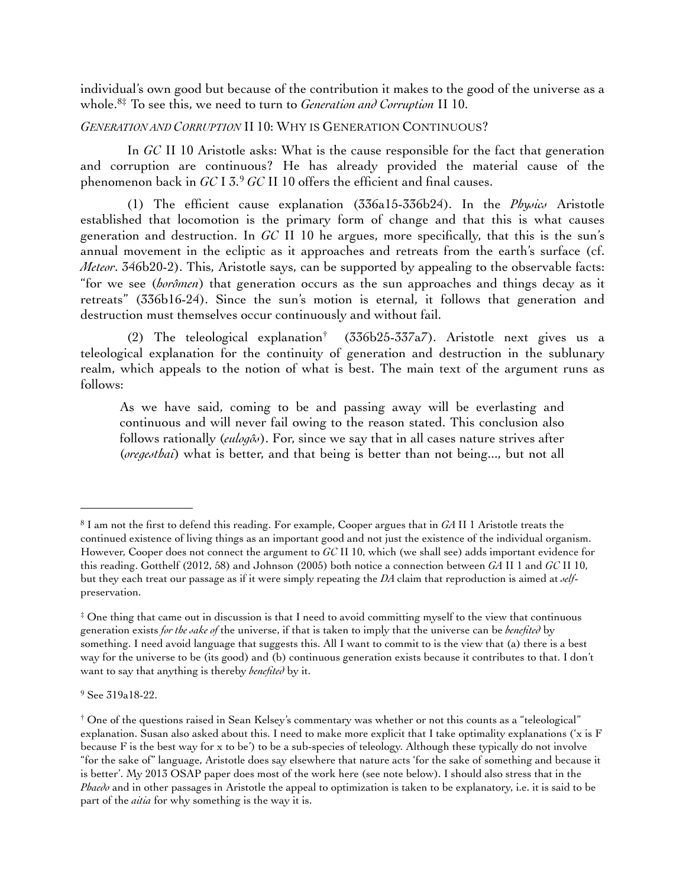individual's own good but because of the contribution it makes to the good of the universe as a whole.[8‡] To see this, we need to turn to *Generation and Corruption* II 10.

### *GENERATION AND CORRUPTION* II 10: WHY IS GENERATION CONTINUOUS?

In *GC* II 10 Aristotle asks: What is the cause responsible for the fact that generation and corruption are continuous? He has already provided the material cause of the phenomenon back in *GC* I 3.[9] *GC* II 10 offers the efficient and final causes.

(1) The efficient cause explanation (336a15-336b24). In the *Physics* Aristotle established that locomotion is the primary form of change and that this is what causes generation and destruction. In *GC* II 10 he argues, more specifically, that this is the sun's annual movement in the ecliptic as it approaches and retreats from the earth's surface (cf. *Meteor*. 346b20-2). This, Aristotle says, can be supported by appealing to the observable facts: "for we see (*horômen*) that generation occurs as the sun approaches and things decay as it retreats" (336b16-24). Since the sun's motion is eternal, it follows that generation and destruction must themselves occur continuously and without fail.

(2) The teleological explanation[†] (336b25-337a7). Aristotle next gives us a teleological explanation for the continuity of generation and destruction in the sublunary realm, which appeals to the notion of what is best. The main text of the argument runs as follows:

> As we have said, coming to be and passing away will be everlasting and continuous and will never fail owing to the reason stated. This conclusion also follows rationally (*eulogôs*). For, since we say that in all cases nature strives after (*oregesthai*) what is better, and that being is better than not being..., but not all

---

[8] I am not the first to defend this reading. For example, Cooper argues that in *GA* II 1 Aristotle treats the continued existence of living things as an important good and not just the existence of the individual organism. However, Cooper does not connect the argument to *GC* II 10, which (we shall see) adds important evidence for this reading. Gotthelf (2012, 58) and Johnson (2005) both notice a connection between *GA* II 1 and *GC* II 10, but they each treat our passage as if it were simply repeating the *DA* claim that reproduction is aimed at *self*-preservation.

[‡] One thing that came out in discussion is that I need to avoid committing myself to the view that continuous generation exists *for the sake of* the universe, if that is taken to imply that the universe can be *benefited* by something. I need avoid language that suggests this. All I want to commit to is the view that (a) there is a best way for the universe to be (its good) and (b) continuous generation exists because it contributes to that. I don't want to say that anything is thereby *benefited* by it.

[9] See 319a18-22.

[†] One of the questions raised in Sean Kelsey's commentary was whether or not this counts as a "teleological" explanation. Susan also asked about this. I need to make more explicit that I take optimality explanations ('x is F because F is the best way for x to be') to be a sub-species of teleology. Although these typically do not involve "for the sake of" language, Aristotle does say elsewhere that nature acts 'for the sake of something and because it is better'. My 2013 OSAP paper does most of the work here (see note below). I should also stress that in the *Phaedo* and in other passages in Aristotle the appeal to optimization is taken to be explanatory, i.e. it is said to be part of the *aitia* for why something is the way it is.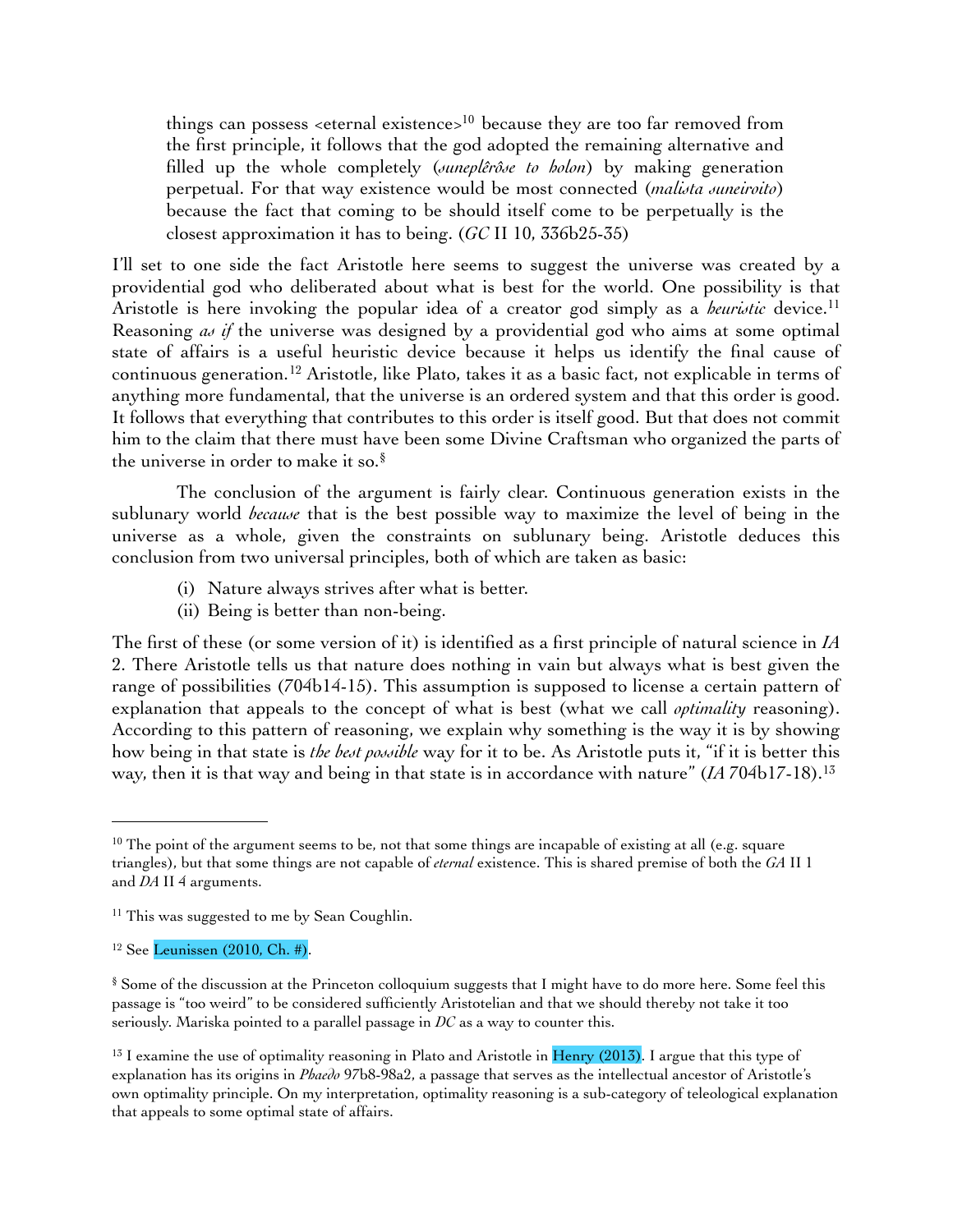> things can possess <eternal existence>[10] because they are too far removed from the first principle, it follows that the god adopted the remaining alternative and filled up the whole completely (*suneplêrôse to holon*) by making generation perpetual. For that way existence would be most connected (*malista suneiroito*) because the fact that coming to be should itself come to be perpetually is the closest approximation it has to being. (*GC* II 10, 336b25-35)

I'll set to one side the fact Aristotle here seems to suggest the universe was created by a providential god who deliberated about what is best for the world. One possibility is that Aristotle is here invoking the popular idea of a creator god simply as a *heuristic* device.[11] Reasoning *as if* the universe was designed by a providential god who aims at some optimal state of affairs is a useful heuristic device because it helps us identify the final cause of continuous generation.[12] Aristotle, like Plato, takes it as a basic fact, not explicable in terms of anything more fundamental, that the universe is an ordered system and that this order is good. It follows that everything that contributes to this order is itself good. But that does not commit him to the claim that there must have been some Divine Craftsman who organized the parts of the universe in order to make it so.[§]

The conclusion of the argument is fairly clear. Continuous generation exists in the sublunary world *because* that is the best possible way to maximize the level of being in the universe as a whole, given the constraints on sublunary being. Aristotle deduces this conclusion from two universal principles, both of which are taken as basic:

(i) Nature always strives after what is better.
(ii) Being is better than non-being.

The first of these (or some version of it) is identified as a first principle of natural science in *IA* 2. There Aristotle tells us that nature does nothing in vain but always what is best given the range of possibilities (704b14-15). This assumption is supposed to license a certain pattern of explanation that appeals to the concept of what is best (what we call *optimality* reasoning). According to this pattern of reasoning, we explain why something is the way it is by showing how being in that state is *the best possible* way for it to be. As Aristotle puts it, "if it is better this way, then it is that way and being in that state is in accordance with nature" (*IA* 704b17-18).[13]

---

[10] The point of the argument seems to be, not that some things are incapable of existing at all (e.g. square triangles), but that some things are not capable of *eternal* existence. This is shared premise of both the *GA* II 1 and *DA* II 4 arguments.

[11] This was suggested to me by Sean Coughlin.

[12] See Leunissen (2010, Ch. #).

[§] Some of the discussion at the Princeton colloquium suggests that I might have to do more here. Some feel this passage is "too weird" to be considered sufficiently Aristotelian and that we should thereby not take it too seriously. Mariska pointed to a parallel passage in *DC* as a way to counter this.

[13] I examine the use of optimality reasoning in Plato and Aristotle in Henry (2013). I argue that this type of explanation has its origins in *Phaedo* 97b8-98a2, a passage that serves as the intellectual ancestor of Aristotle's own optimality principle. On my interpretation, optimality reasoning is a sub-category of teleological explanation that appeals to some optimal state of affairs.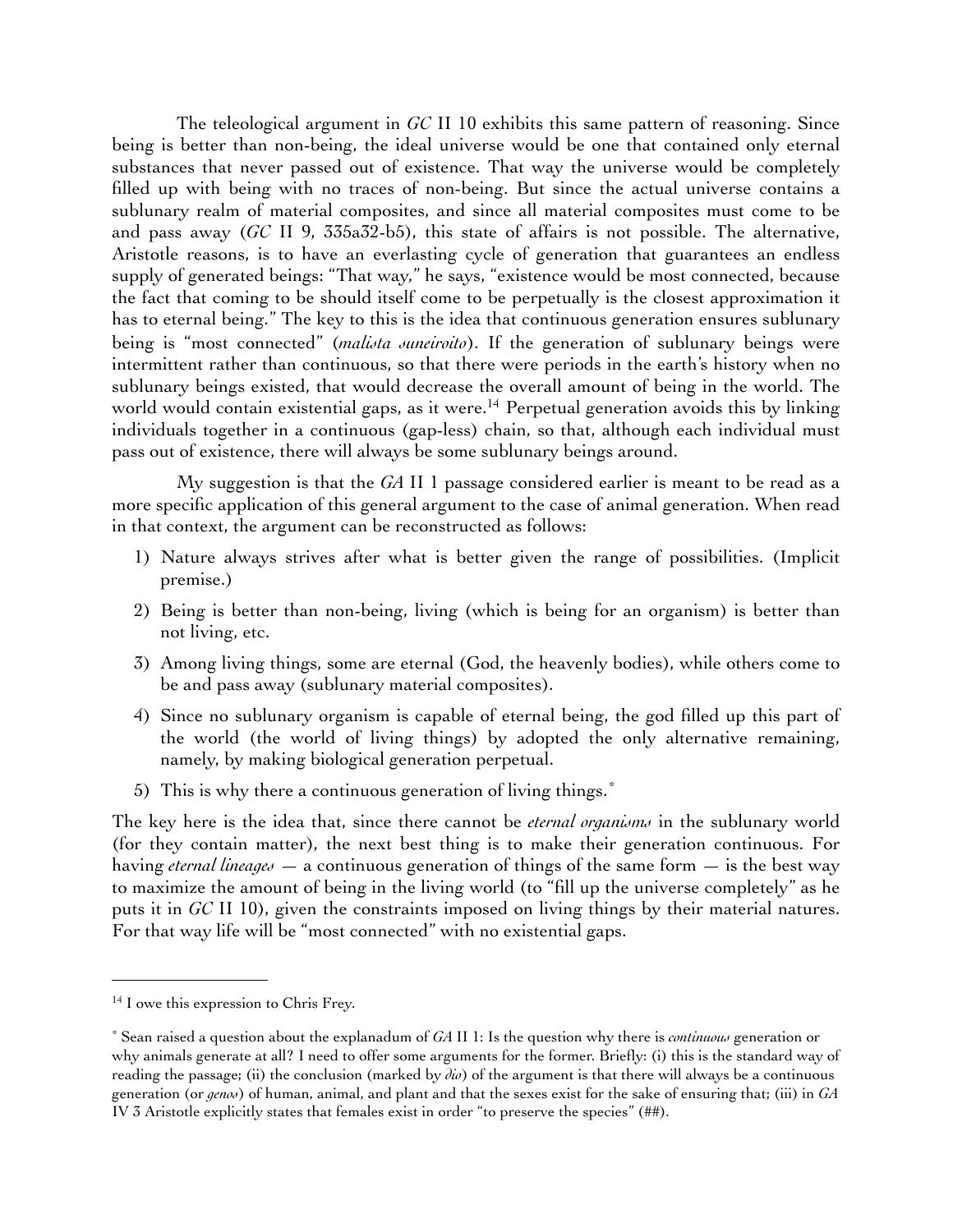The teleological argument in *GC* II 10 exhibits this same pattern of reasoning. Since being is better than non-being, the ideal universe would be one that contained only eternal substances that never passed out of existence. That way the universe would be completely filled up with being with no traces of non-being. But since the actual universe contains a sublunary realm of material composites, and since all material composites must come to be and pass away (*GC* II 9, 335a32-b5), this state of affairs is not possible. The alternative, Aristotle reasons, is to have an everlasting cycle of generation that guarantees an endless supply of generated beings: "That way," he says, "existence would be most connected, because the fact that coming to be should itself come to be perpetually is the closest approximation it has to eternal being." The key to this is the idea that continuous generation ensures sublunary being is "most connected" (*malista suneiroito*). If the generation of sublunary beings were intermittent rather than continuous, so that there were periods in the earth's history when no sublunary beings existed, that would decrease the overall amount of being in the world. The world would contain existential gaps, as it were.[14] Perpetual generation avoids this by linking individuals together in a continuous (gap-less) chain, so that, although each individual must pass out of existence, there will always be some sublunary beings around.

My suggestion is that the *GA* II 1 passage considered earlier is meant to be read as a more specific application of this general argument to the case of animal generation. When read in that context, the argument can be reconstructed as follows:

1) Nature always strives after what is better given the range of possibilities. (Implicit premise.)
2) Being is better than non-being, living (which is being for an organism) is better than not living, etc.
3) Among living things, some are eternal (God, the heavenly bodies), while others come to be and pass away (sublunary material composites).
4) Since no sublunary organism is capable of eternal being, the god filled up this part of the world (the world of living things) by adopted the only alternative remaining, namely, by making biological generation perpetual.
5) This is why there a continuous generation of living things.[*]

The key here is the idea that, since there cannot be *eternal organisms* in the sublunary world (for they contain matter), the next best thing is to make their generation continuous. For having *eternal lineages* — a continuous generation of things of the same form — is the best way to maximize the amount of being in the living world (to "fill up the universe completely" as he puts it in *GC* II 10), given the constraints imposed on living things by their material natures. For that way life will be "most connected" with no existential gaps.

---

[14] I owe this expression to Chris Frey.

[*] Sean raised a question about the explanadum of *GA* II 1: Is the question why there is *continuous* generation or why animals generate at all? I need to offer some arguments for the former. Briefly: (i) this is the standard way of reading the passage; (ii) the conclusion (marked by *dio*) of the argument is that there will always be a continuous generation (or *genos*) of human, animal, and plant and that the sexes exist for the sake of ensuring that; (iii) in *GA* IV 3 Aristotle explicitly states that females exist in order "to preserve the species" (##).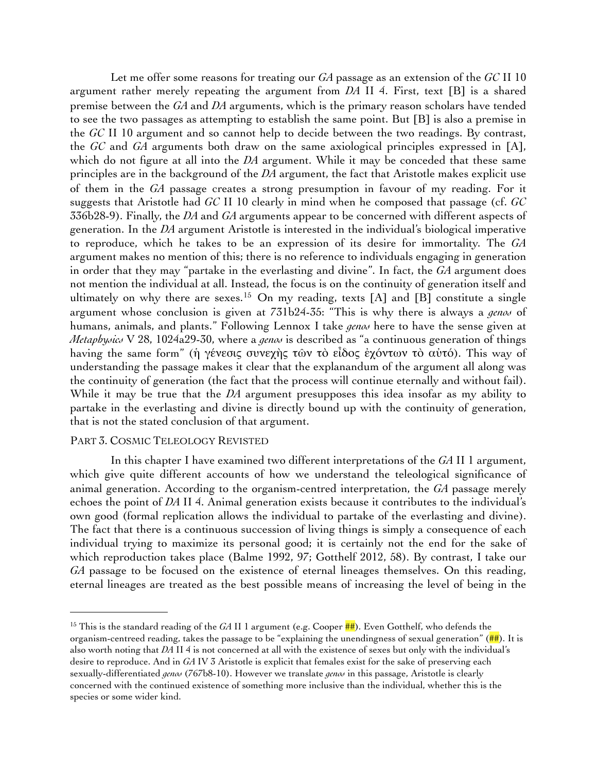Let me offer some reasons for treating our *GA* passage as an extension of the *GC* II 10 argument rather merely repeating the argument from *DA* II 4. First, text [B] is a shared premise between the *GA* and *DA* arguments, which is the primary reason scholars have tended to see the two passages as attempting to establish the same point. But [B] is also a premise in the *GC* II 10 argument and so cannot help to decide between the two readings. By contrast, the *GC* and *GA* arguments both draw on the same axiological principles expressed in [A], which do not figure at all into the *DA* argument. While it may be conceded that these same principles are in the background of the *DA* argument, the fact that Aristotle makes explicit use of them in the *GA* passage creates a strong presumption in favour of my reading. For it suggests that Aristotle had *GC* II 10 clearly in mind when he composed that passage (cf. *GC* 336b28-9). Finally, the *DA* and *GA* arguments appear to be concerned with different aspects of generation. In the *DA* argument Aristotle is interested in the individual's biological imperative to reproduce, which he takes to be an expression of its desire for immortality. The *GA* argument makes no mention of this; there is no reference to individuals engaging in generation in order that they may "partake in the everlasting and divine". In fact, the *GA* argument does not mention the individual at all. Instead, the focus is on the continuity of generation itself and ultimately on why there are sexes.[15] On my reading, texts [A] and [B] constitute a single argument whose conclusion is given at 731b24-35: "This is why there is always a *genos* of humans, animals, and plants." Following Lennox I take *genos* here to have the sense given at *Metaphysics* V 28, 1024a29-30, where a *genos* is described as "a continuous generation of things having the same form" (ἡ γένεσις συνεχὴς τῶν τὸ εἶδος ἐχόντων τὸ αὐτό). This way of understanding the passage makes it clear that the explanandum of the argument all along was the continuity of generation (the fact that the process will continue eternally and without fail). While it may be true that the *DA* argument presupposes this idea insofar as my ability to partake in the everlasting and divine is directly bound up with the continuity of generation, that is not the stated conclusion of that argument.

## PART 3. COSMIC TELEOLOGY REVISTED

In this chapter I have examined two different interpretations of the *GA* II 1 argument, which give quite different accounts of how we understand the teleological significance of animal generation. According to the organism-centred interpretation, the *GA* passage merely echoes the point of *DA* II 4. Animal generation exists because it contributes to the individual's own good (formal replication allows the individual to partake of the everlasting and divine). The fact that there is a continuous succession of living things is simply a consequence of each individual trying to maximize its personal good; it is certainly not the end for the sake of which reproduction takes place (Balme 1992, 97; Gotthelf 2012, 58). By contrast, I take our *GA* passage to be focused on the existence of eternal lineages themselves. On this reading, eternal lineages are treated as the best possible means of increasing the level of being in the

---

[15] This is the standard reading of the *GA* II 1 argument (e.g. Cooper ##). Even Gotthelf, who defends the organism-centreed reading, takes the passage to be "explaining the unendingness of sexual generation" (##). It is also worth noting that *DA* II 4 is not concerned at all with the existence of sexes but only with the individual's desire to reproduce. And in *GA* IV 3 Aristotle is explicit that females exist for the sake of preserving each sexually-differentiated *genos* (767b8-10). However we translate *genos* in this passage, Aristotle is clearly concerned with the continued existence of something more inclusive than the individual, whether this is the species or some wider kind.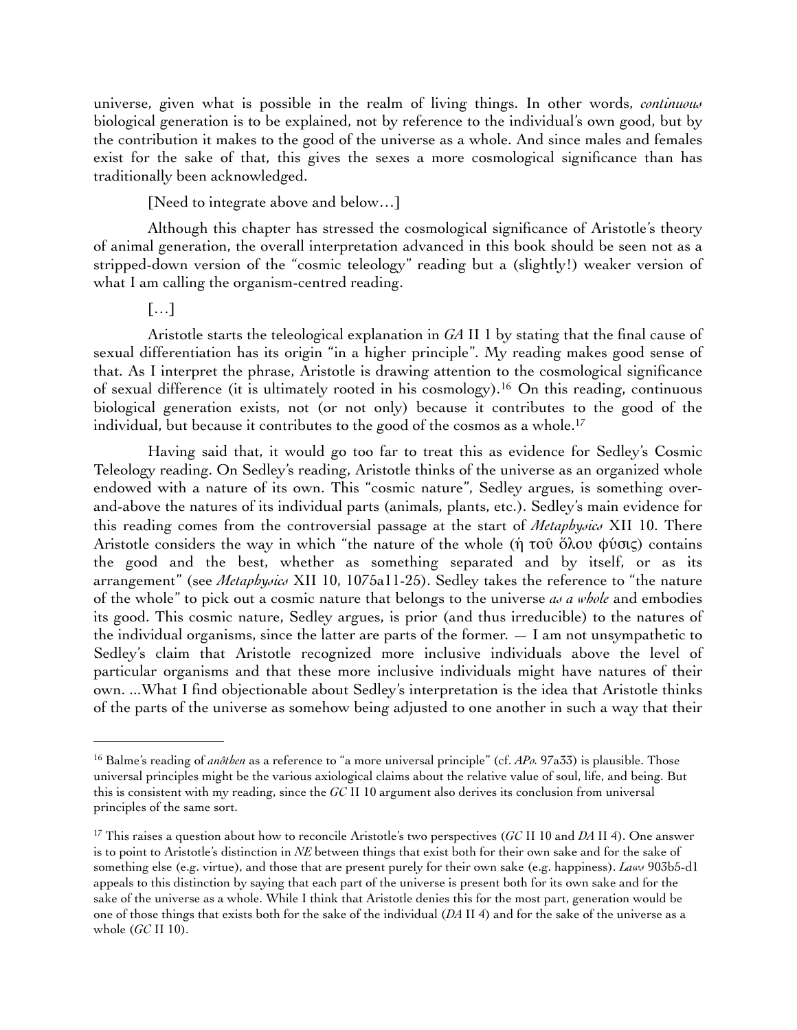universe, given what is possible in the realm of living things. In other words, *continuous* biological generation is to be explained, not by reference to the individual's own good, but by the contribution it makes to the good of the universe as a whole. And since males and females exist for the sake of that, this gives the sexes a more cosmological significance than has traditionally been acknowledged.

[Need to integrate above and below…]

Although this chapter has stressed the cosmological significance of Aristotle's theory of animal generation, the overall interpretation advanced in this book should be seen not as a stripped-down version of the "cosmic teleology" reading but a (slightly!) weaker version of what I am calling the organism-centred reading.

[…]

Aristotle starts the teleological explanation in *GA* II 1 by stating that the final cause of sexual differentiation has its origin "in a higher principle". My reading makes good sense of that. As I interpret the phrase, Aristotle is drawing attention to the cosmological significance of sexual difference (it is ultimately rooted in his cosmology).[16] On this reading, continuous biological generation exists, not (or not only) because it contributes to the good of the individual, but because it contributes to the good of the cosmos as a whole.[17]

Having said that, it would go too far to treat this as evidence for Sedley's Cosmic Teleology reading. On Sedley's reading, Aristotle thinks of the universe as an organized whole endowed with a nature of its own. This "cosmic nature", Sedley argues, is something over-and-above the natures of its individual parts (animals, plants, etc.). Sedley's main evidence for this reading comes from the controversial passage at the start of *Metaphysics* XII 10. There Aristotle considers the way in which "the nature of the whole (ἡ τοῦ ὅλου φύσις) contains the good and the best, whether as something separated and by itself, or as its arrangement" (see *Metaphysics* XII 10, 1075a11-25). Sedley takes the reference to "the nature of the whole" to pick out a cosmic nature that belongs to the universe *as a whole* and embodies its good. This cosmic nature, Sedley argues, is prior (and thus irreducible) to the natures of the individual organisms, since the latter are parts of the former. — I am not unsympathetic to Sedley's claim that Aristotle recognized more inclusive individuals above the level of particular organisms and that these more inclusive individuals might have natures of their own. ...What I find objectionable about Sedley's interpretation is the idea that Aristotle thinks of the parts of the universe as somehow being adjusted to one another in such a way that their

---

[16] Balme's reading of *anôthen* as a reference to "a more universal principle" (cf. *APo.* 97a33) is plausible. Those universal principles might be the various axiological claims about the relative value of soul, life, and being. But this is consistent with my reading, since the *GC* II 10 argument also derives its conclusion from universal principles of the same sort.

[17] This raises a question about how to reconcile Aristotle's two perspectives (*GC* II 10 and *DA* II 4). One answer is to point to Aristotle's distinction in *NE* between things that exist both for their own sake and for the sake of something else (e.g. virtue), and those that are present purely for their own sake (e.g. happiness). *Laws* 903b5-d1 appeals to this distinction by saying that each part of the universe is present both for its own sake and for the sake of the universe as a whole. While I think that Aristotle denies this for the most part, generation would be one of those things that exists both for the sake of the individual (*DA* II 4) and for the sake of the universe as a whole (*GC* II 10).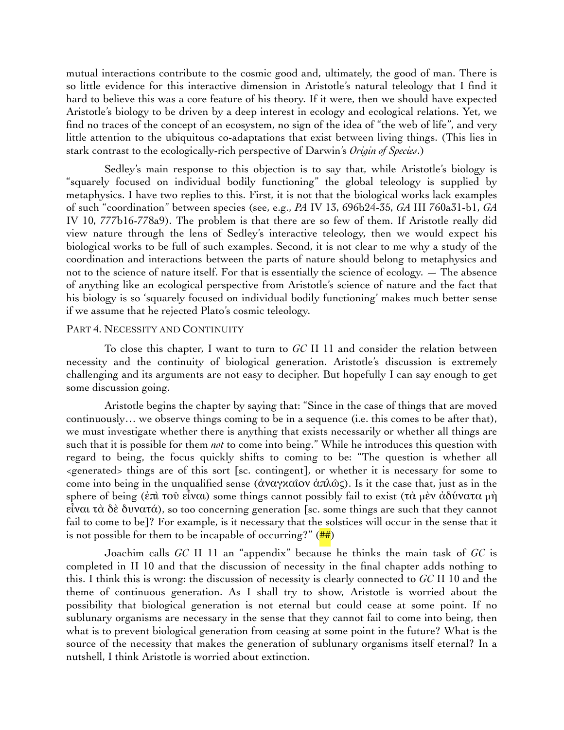mutual interactions contribute to the cosmic good and, ultimately, the good of man. There is so little evidence for this interactive dimension in Aristotle's natural teleology that I find it hard to believe this was a core feature of his theory. If it were, then we should have expected Aristotle's biology to be driven by a deep interest in ecology and ecological relations. Yet, we find no traces of the concept of an ecosystem, no sign of the idea of "the web of life", and very little attention to the ubiquitous co-adaptations that exist between living things. (This lies in stark contrast to the ecologically-rich perspective of Darwin's *Origin of Species*.)

Sedley's main response to this objection is to say that, while Aristotle's biology is "squarely focused on individual bodily functioning" the global teleology is supplied by metaphysics. I have two replies to this. First, it is not that the biological works lack examples of such "coordination" between species (see, e.g., *PA* IV 13, 696b24-35, *GA* III 760a31-b1, *GA* IV 10, 777b16-778a9). The problem is that there are so few of them. If Aristotle really did view nature through the lens of Sedley's interactive teleology, then we would expect his biological works to be full of such examples. Second, it is not clear to me why a study of the coordination and interactions between the parts of nature should belong to metaphysics and not to the science of nature itself. For that is essentially the science of ecology. — The absence of anything like an ecological perspective from Aristotle's science of nature and the fact that his biology is so 'squarely focused on individual bodily functioning' makes much better sense if we assume that he rejected Plato's cosmic teleology.

## Part 4. Necessity and Continuity

To close this chapter, I want to turn to *GC* II 11 and consider the relation between necessity and the continuity of biological generation. Aristotle's discussion is extremely challenging and its arguments are not easy to decipher. But hopefully I can say enough to get some discussion going.

Aristotle begins the chapter by saying that: "Since in the case of things that are moved continuously… we observe things coming to be in a sequence (i.e. this comes to be after that), we must investigate whether there is anything that exists necessarily or whether all things are such that it is possible for them *not* to come into being." While he introduces this question with regard to being, the focus quickly shifts to coming to be: "The question is whether all <generated> things are of this sort [sc. contingent], or whether it is necessary for some to come into being in the unqualified sense (ἀναγκαῖον ἁπλῶς). Is it the case that, just as in the sphere of being (ἐπὶ τοῦ εἶναι) some things cannot possibly fail to exist (τὰ μὲν ἀδύνατα μὴ εἶναι τὰ δὲ δυνατά), so too concerning generation [sc. some things are such that they cannot fail to come to be]? For example, is it necessary that the solstices will occur in the sense that it is not possible for them to be incapable of occurring?" (##)

Joachim calls *GC* II 11 an "appendix" because he thinks the main task of *GC* is completed in II 10 and that the discussion of necessity in the final chapter adds nothing to this. I think this is wrong: the discussion of necessity is clearly connected to *GC* II 10 and the theme of continuous generation. As I shall try to show, Aristotle is worried about the possibility that biological generation is not eternal but could cease at some point. If no sublunary organisms are necessary in the sense that they cannot fail to come into being, then what is to prevent biological generation from ceasing at some point in the future? What is the source of the necessity that makes the generation of sublunary organisms itself eternal? In a nutshell, I think Aristotle is worried about extinction.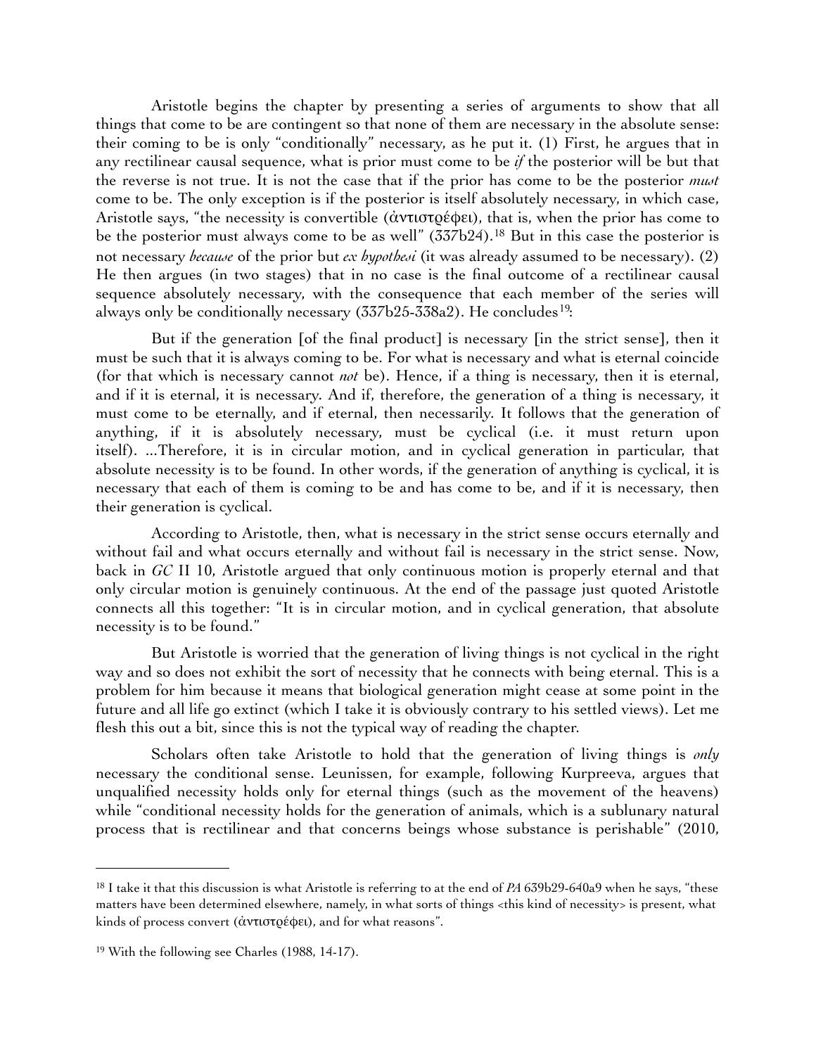Aristotle begins the chapter by presenting a series of arguments to show that all things that come to be are contingent so that none of them are necessary in the absolute sense: their coming to be is only "conditionally" necessary, as he put it. (1) First, he argues that in any rectilinear causal sequence, what is prior must come to be *if* the posterior will be but that the reverse is not true. It is not the case that if the prior has come to be the posterior *must* come to be. The only exception is if the posterior is itself absolutely necessary, in which case, Aristotle says, "the necessity is convertible (ἀντιστρέφει), that is, when the prior has come to be the posterior must always come to be as well" (337b24).[18] But in this case the posterior is not necessary *because* of the prior but *ex hypothesi* (it was already assumed to be necessary). (2) He then argues (in two stages) that in no case is the final outcome of a rectilinear causal sequence absolutely necessary, with the consequence that each member of the series will always only be conditionally necessary (337b25-338a2). He concludes[19]:

> But if the generation [of the final product] is necessary [in the strict sense], then it must be such that it is always coming to be. For what is necessary and what is eternal coincide (for that which is necessary cannot *not* be). Hence, if a thing is necessary, then it is eternal, and if it is eternal, it is necessary. And if, therefore, the generation of a thing is necessary, it must come to be eternally, and if eternal, then necessarily. It follows that the generation of anything, if it is absolutely necessary, must be cyclical (i.e. it must return upon itself). ...Therefore, it is in circular motion, and in cyclical generation in particular, that absolute necessity is to be found. In other words, if the generation of anything is cyclical, it is necessary that each of them is coming to be and has come to be, and if it is necessary, then their generation is cyclical.

According to Aristotle, then, what is necessary in the strict sense occurs eternally and without fail and what occurs eternally and without fail is necessary in the strict sense. Now, back in *GC* II 10, Aristotle argued that only continuous motion is properly eternal and that only circular motion is genuinely continuous. At the end of the passage just quoted Aristotle connects all this together: "It is in circular motion, and in cyclical generation, that absolute necessity is to be found."

But Aristotle is worried that the generation of living things is not cyclical in the right way and so does not exhibit the sort of necessity that he connects with being eternal. This is a problem for him because it means that biological generation might cease at some point in the future and all life go extinct (which I take it is obviously contrary to his settled views). Let me flesh this out a bit, since this is not the typical way of reading the chapter.

Scholars often take Aristotle to hold that the generation of living things is *only* necessary the conditional sense. Leunissen, for example, following Kurpreeva, argues that unqualified necessity holds only for eternal things (such as the movement of the heavens) while "conditional necessity holds for the generation of animals, which is a sublunary natural process that is rectilinear and that concerns beings whose substance is perishable" (2010,

---

[18] I take it that this discussion is what Aristotle is referring to at the end of *PA* 639b29-640a9 when he says, "these matters have been determined elsewhere, namely, in what sorts of things <this kind of necessity> is present, what kinds of process convert (ἀντιστρέφει), and for what reasons".

[19] With the following see Charles (1988, 14-17).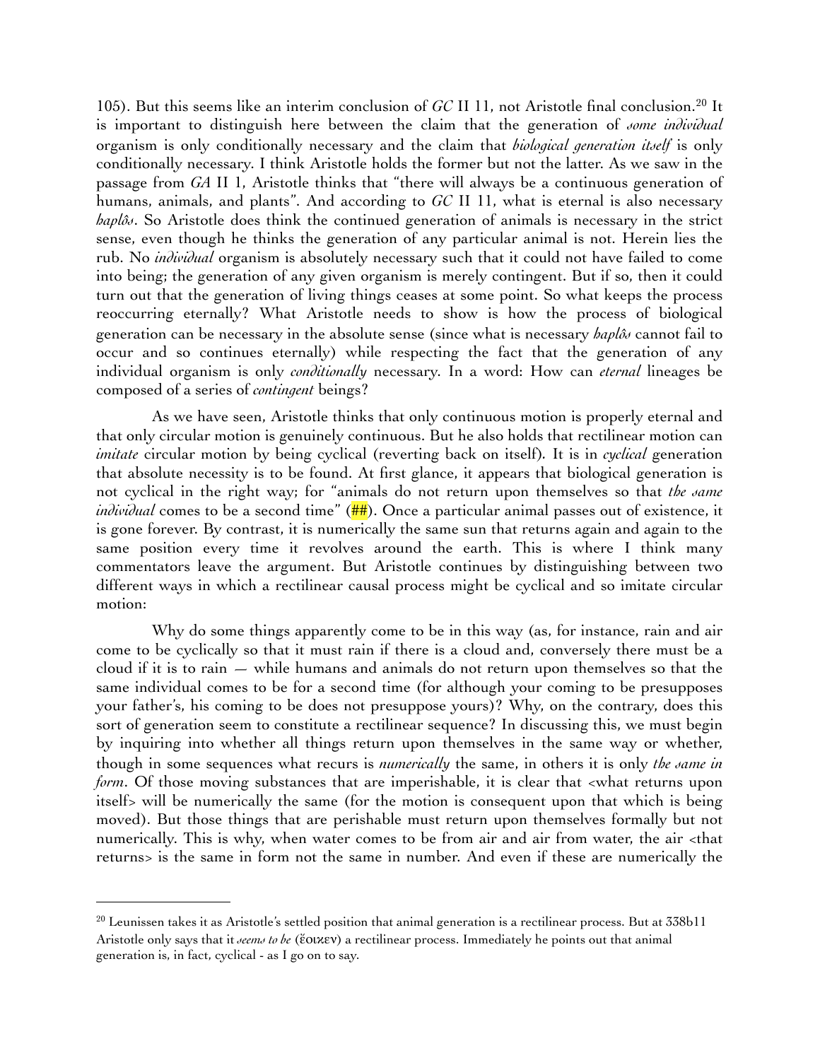105). But this seems like an interim conclusion of *GC* II 11, not Aristotle final conclusion.[20] It is important to distinguish here between the claim that the generation of *some individual* organism is only conditionally necessary and the claim that *biological generation itself* is only conditionally necessary. I think Aristotle holds the former but not the latter. As we saw in the passage from *GA* II 1, Aristotle thinks that "there will always be a continuous generation of humans, animals, and plants". And according to *GC* II 11, what is eternal is also necessary *haplôs*. So Aristotle does think the continued generation of animals is necessary in the strict sense, even though he thinks the generation of any particular animal is not. Herein lies the rub. No *individual* organism is absolutely necessary such that it could not have failed to come into being; the generation of any given organism is merely contingent. But if so, then it could turn out that the generation of living things ceases at some point. So what keeps the process reoccurring eternally? What Aristotle needs to show is how the process of biological generation can be necessary in the absolute sense (since what is necessary *haplôs* cannot fail to occur and so continues eternally) while respecting the fact that the generation of any individual organism is only *conditionally* necessary. In a word: How can *eternal* lineages be composed of a series of *contingent* beings?

As we have seen, Aristotle thinks that only continuous motion is properly eternal and that only circular motion is genuinely continuous. But he also holds that rectilinear motion can *imitate* circular motion by being cyclical (reverting back on itself). It is in *cyclical* generation that absolute necessity is to be found. At first glance, it appears that biological generation is not cyclical in the right way; for "animals do not return upon themselves so that *the same individual* comes to be a second time" (##). Once a particular animal passes out of existence, it is gone forever. By contrast, it is numerically the same sun that returns again and again to the same position every time it revolves around the earth. This is where I think many commentators leave the argument. But Aristotle continues by distinguishing between two different ways in which a rectilinear causal process might be cyclical and so imitate circular motion:

Why do some things apparently come to be in this way (as, for instance, rain and air come to be cyclically so that it must rain if there is a cloud and, conversely there must be a cloud if it is to rain — while humans and animals do not return upon themselves so that the same individual comes to be for a second time (for although your coming to be presupposes your father's, his coming to be does not presuppose yours)? Why, on the contrary, does this sort of generation seem to constitute a rectilinear sequence? In discussing this, we must begin by inquiring into whether all things return upon themselves in the same way or whether, though in some sequences what recurs is *numerically* the same, in others it is only *the same in form*. Of those moving substances that are imperishable, it is clear that <what returns upon itself> will be numerically the same (for the motion is consequent upon that which is being moved). But those things that are perishable must return upon themselves formally but not numerically. This is why, when water comes to be from air and air from water, the air <that returns> is the same in form not the same in number. And even if these are numerically the

---

[20] Leunissen takes it as Aristotle's settled position that animal generation is a rectilinear process. But at 338b11 Aristotle only says that it *seems to be* (ἔοικεν) a rectilinear process. Immediately he points out that animal generation is, in fact, cyclical - as I go on to say.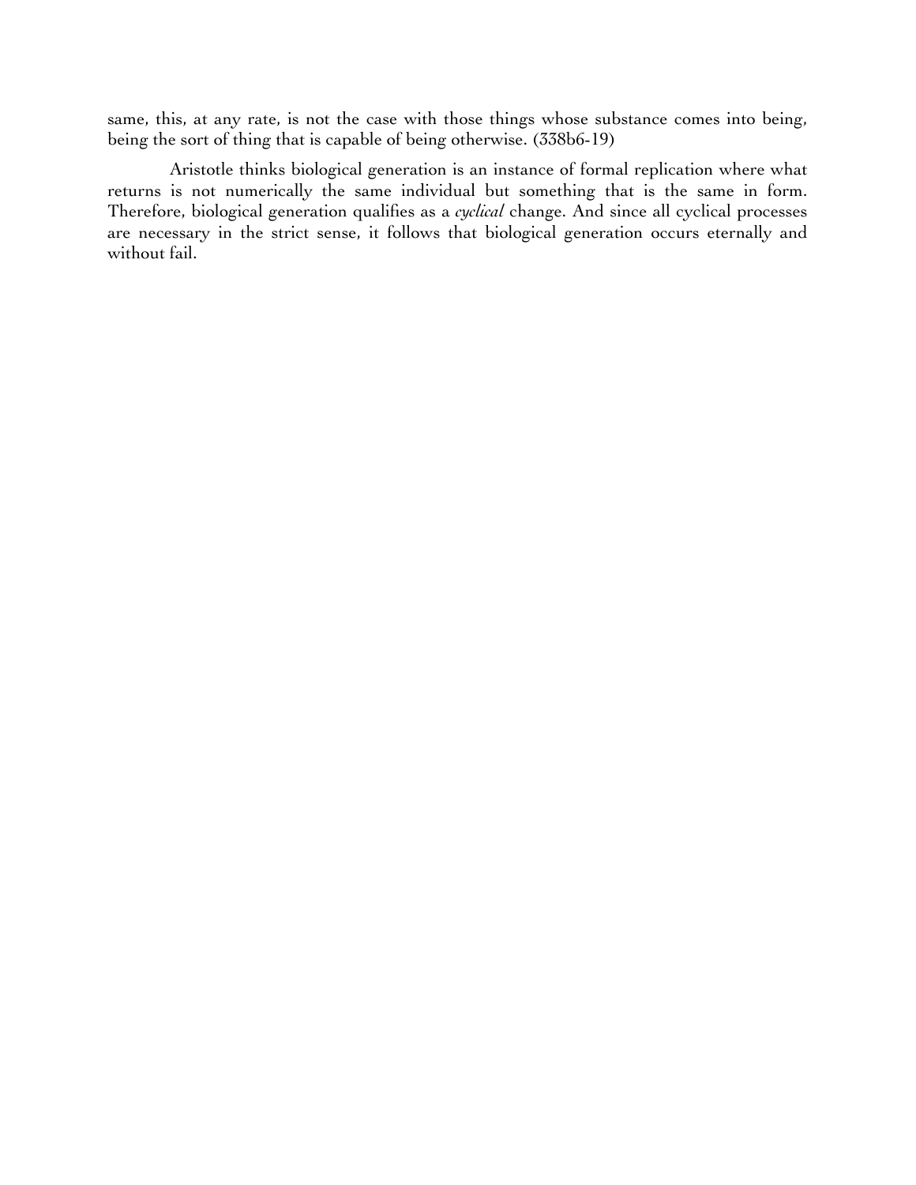same, this, at any rate, is not the case with those things whose substance comes into being, being the sort of thing that is capable of being otherwise. (338b6-19)

Aristotle thinks biological generation is an instance of formal replication where what returns is not numerically the same individual but something that is the same in form. Therefore, biological generation qualifies as a *cyclical* change. And since all cyclical processes are necessary in the strict sense, it follows that biological generation occurs eternally and without fail.